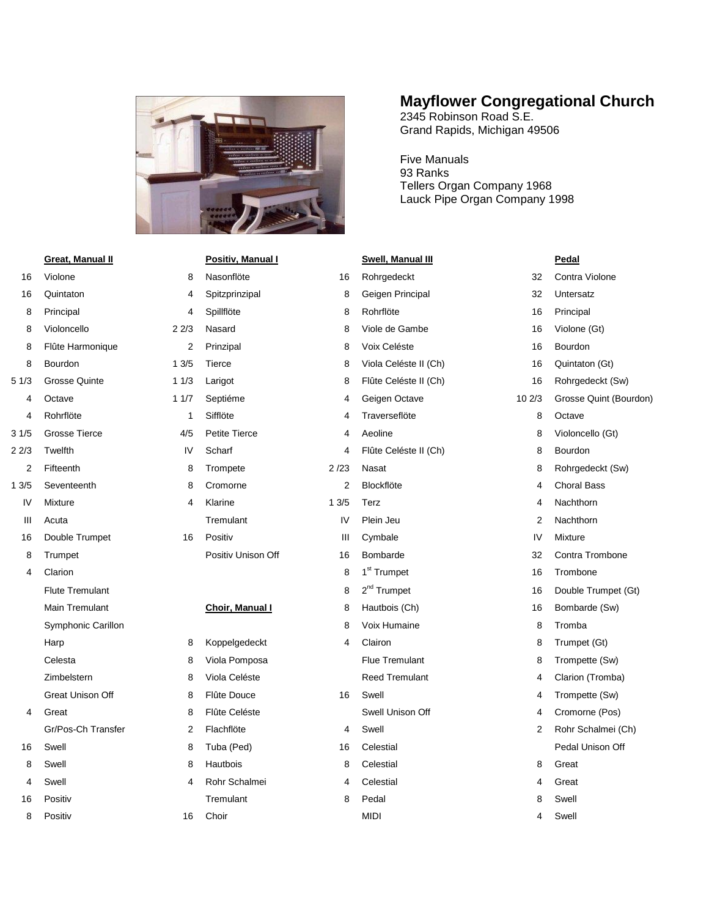# Mayflower Congregational Church

2345 Robinson Road S.E.
Grand Rapids, Michigan 49506

Five Manuals
93 Ranks
Tellers Organ Company 1968
Lauck Pipe Organ Company 1998

**Great, Manual II**

| | |
|---|---|
| 16 | Violone |
| 16 | Quintaton |
| 8 | Principal |
| 8 | Violoncello |
| 8 | Flûte Harmonique |
| 8 | Bourdon |
| 5 1/3 | Grosse Quinte |
| 4 | Octave |
| 4 | Rohrflöte |
| 3 1/5 | Grosse Tierce |
| 2 2/3 | Twelfth |
| 2 | Fifteenth |
| 1 3/5 | Seventeenth |
| IV | Mixture |
| III | Acuta |
| 16 | Double Trumpet |
| 8 | Trumpet |
| 4 | Clarion |
| | Flute Tremulant |
| | Main Tremulant |
| | Symphonic Carillon |
| | Harp |
| | Celesta |
| | Zimbelstern |
| | Great Unison Off |
| 4 | Great |
| | Gr/Pos-Ch Transfer |
| 16 | Swell |
| 8 | Swell |
| 4 | Swell |
| 16 | Positiv |
| 8 | Positiv |

**Positiv, Manual I**

| | |
|---|---|
| 8 | Nasonflöte |
| 4 | Spitzprinzipal |
| 4 | Spillflöte |
| 2 2/3 | Nasard |
| 2 | Prinzipal |
| 1 3/5 | Tierce |
| 1 1/3 | Larigot |
| 1 1/7 | Septiéme |
| 1 | Sifflöte |
| 4/5 | Petite Tierce |
| IV | Scharf |
| 8 | Trompete |
| 8 | Cromorne |
| 4 | Klarine |
| | Tremulant |
| 16 | Positiv |
| | Positiv Unison Off |

**Choir, Manual I**

| | |
|---|---|
| 8 | Koppelgedeckt |
| 8 | Viola Pomposa |
| 8 | Viola Celéste |
| 8 | Flûte Douce |
| 8 | Flûte Celéste |
| 2 | Flachflöte |
| 8 | Tuba (Ped) |
| 8 | Hautbois |
| 4 | Rohr Schalmei |
| | Tremulant |
| 16 | Choir |

**Swell, Manual III**

| | |
|---|---|
| 16 | Rohrgedeckt |
| 8 | Geigen Principal |
| 8 | Rohrflöte |
| 8 | Viole de Gambe |
| 8 | Voix Celéste |
| 8 | Viola Celéste II (Ch) |
| 8 | Flûte Celéste II (Ch) |
| 4 | Geigen Octave |
| 4 | Traverseflöte |
| 4 | Aeoline |
| 4 | Flûte Celéste II (Ch) |
| 2 /23 | Nasat |
| 2 | Blockflöte |
| 1 3/5 | Terz |
| IV | Plein Jeu |
| III | Cymbale |
| 16 | Bombarde |
| 8 | 1st Trumpet |
| 8 | 2nd Trumpet |
| 8 | Hautbois (Ch) |
| 8 | Voix Humaine |
| 4 | Clairon |
| | Flue Tremulant |
| | Reed Tremulant |
| 16 | Swell |
| | Swell Unison Off |
| 4 | Swell |
| 16 | Celestial |
| 8 | Celestial |
| 4 | Celestial |
| 8 | Pedal |
| | MIDI |

**Pedal**

| | |
|---|---|
| 32 | Contra Violone |
| 32 | Untersatz |
| 16 | Principal |
| 16 | Violone (Gt) |
| 16 | Bourdon |
| 16 | Quintaton (Gt) |
| 16 | Rohrgedeckt (Sw) |
| 10 2/3 | Grosse Quint (Bourdon) |
| 8 | Octave |
| 8 | Violoncello (Gt) |
| 8 | Bourdon |
| 8 | Rohrgedeckt (Sw) |
| 4 | Choral Bass |
| 4 | Nachthorn |
| 2 | Nachthorn |
| IV | Mixture |
| 32 | Contra Trombone |
| 16 | Trombone |
| 16 | Double Trumpet (Gt) |
| 16 | Bombarde (Sw) |
| 8 | Tromba |
| 8 | Trumpet (Gt) |
| 8 | Trompette (Sw) |
| 4 | Clarion (Tromba) |
| 4 | Trompette (Sw) |
| 4 | Cromorne (Pos) |
| 2 | Rohr Schalmei (Ch) |
| | Pedal Unison Off |
| 8 | Great |
| 4 | Great |
| 8 | Swell |
| 4 | Swell |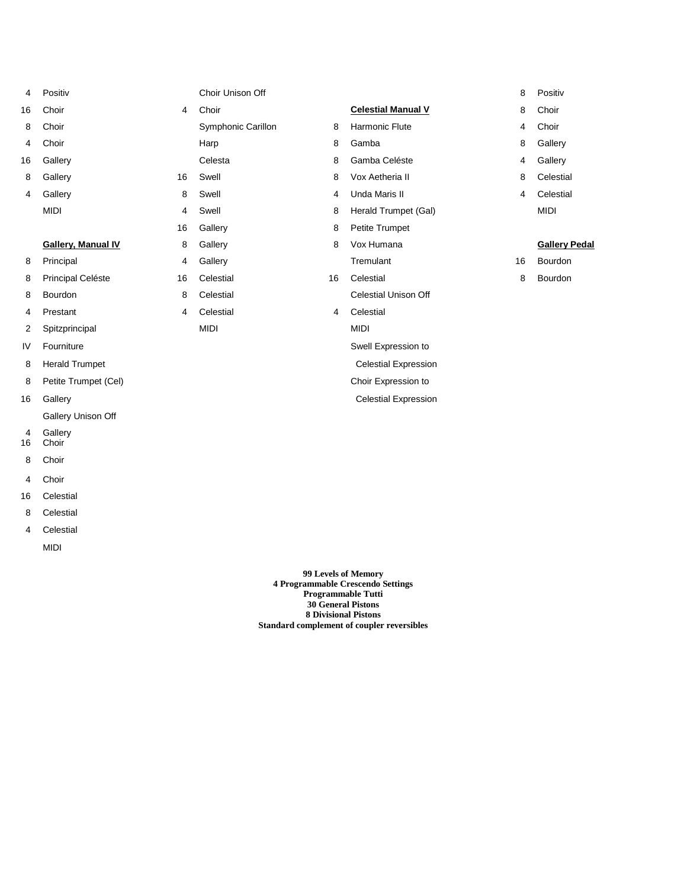4 Positiv
16 Choir
8 Choir
4 Choir
16 Gallery
8 Gallery
4 Gallery
MIDI

**Gallery, Manual IV**

8 Principal
8 Principal Celéste
8 Bourdon
4 Prestant
2 Spitzprincipal
IV Fourniture
8 Herald Trumpet
8 Petite Trumpet (Cel)
16 Gallery
Gallery Unison Off
4 Gallery
16 Choir
8 Choir
4 Choir
16 Celestial
8 Celestial
4 Celestial
MIDI

Choir Unison Off
4 Choir
Symphonic Carillon
Harp
Celesta
16 Swell
8 Swell
4 Swell
16 Gallery
8 Gallery
4 Gallery
16 Celestial
8 Celestial
4 Celestial
MIDI

**Celestial Manual V**

8 Harmonic Flute
8 Gamba
8 Gamba Celéste
8 Vox Aetheria II
4 Unda Maris II
8 Herald Trumpet (Gal)
8 Petite Trumpet
8 Vox Humana
Tremulant
16 Celestial
Celestial Unison Off
4 Celestial
MIDI
Swell Expression to Celestial Expression
Choir Expression to Celestial Expression

8 Positiv
8 Choir
4 Choir
8 Gallery
4 Gallery
8 Celestial
4 Celestial
MIDI

**Gallery Pedal**

16 Bourdon
8 Bourdon

**99 Levels of Memory**
**4 Programmable Crescendo Settings**
**Programmable Tutti**
**30 General Pistons**
**8 Divisional Pistons**
**Standard complement of coupler reversibles**